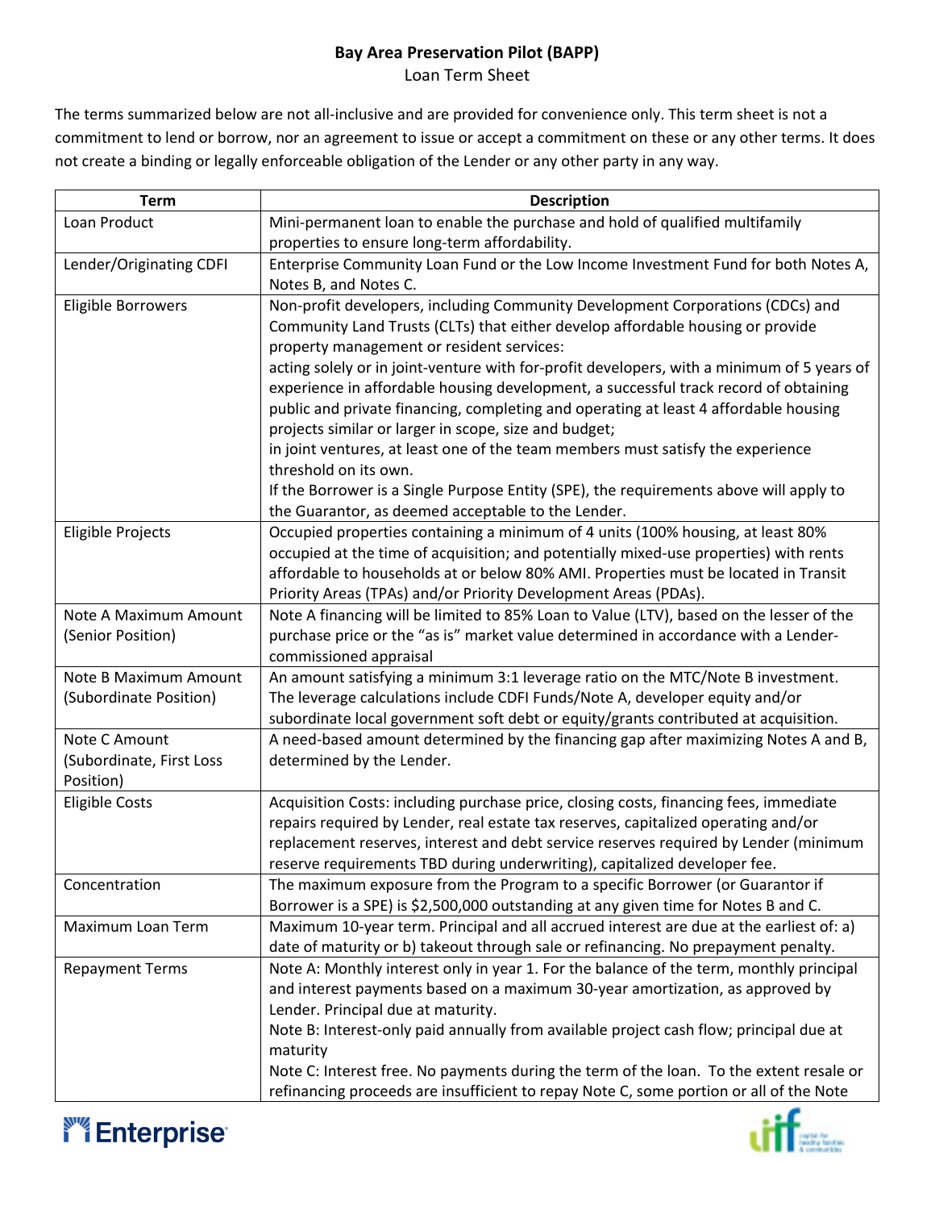**Bay Area Preservation Pilot (BAPP)**

Loan Term Sheet

The terms summarized below are not all-inclusive and are provided for convenience only. This term sheet is not a commitment to lend or borrow, nor an agreement to issue or accept a commitment on these or any other terms. It does not create a binding or legally enforceable obligation of the Lender or any other party in any way.

| Term | Description |
|---|---|
| Loan Product | Mini-permanent loan to enable the purchase and hold of qualified multifamily properties to ensure long-term affordability. |
| Lender/Originating CDFI | Enterprise Community Loan Fund or the Low Income Investment Fund for both Notes A, Notes B, and Notes C. |
| Eligible Borrowers | Non-profit developers, including Community Development Corporations (CDCs) and Community Land Trusts (CLTs) that either develop affordable housing or provide property management or resident services:<br>acting solely or in joint-venture with for-profit developers, with a minimum of 5 years of experience in affordable housing development, a successful track record of obtaining public and private financing, completing and operating at least 4 affordable housing projects similar or larger in scope, size and budget;<br>in joint ventures, at least one of the team members must satisfy the experience threshold on its own.<br>If the Borrower is a Single Purpose Entity (SPE), the requirements above will apply to the Guarantor, as deemed acceptable to the Lender. |
| Eligible Projects | Occupied properties containing a minimum of 4 units (100% housing, at least 80% occupied at the time of acquisition; and potentially mixed-use properties) with rents affordable to households at or below 80% AMI. Properties must be located in Transit Priority Areas (TPAs) and/or Priority Development Areas (PDAs). |
| Note A Maximum Amount (Senior Position) | Note A financing will be limited to 85% Loan to Value (LTV), based on the lesser of the purchase price or the "as is" market value determined in accordance with a Lender-commissioned appraisal |
| Note B Maximum Amount (Subordinate Position) | An amount satisfying a minimum 3:1 leverage ratio on the MTC/Note B investment. The leverage calculations include CDFI Funds/Note A, developer equity and/or subordinate local government soft debt or equity/grants contributed at acquisition. |
| Note C Amount (Subordinate, First Loss Position) | A need-based amount determined by the financing gap after maximizing Notes A and B, determined by the Lender. |
| Eligible Costs | Acquisition Costs: including purchase price, closing costs, financing fees, immediate repairs required by Lender, real estate tax reserves, capitalized operating and/or replacement reserves, interest and debt service reserves required by Lender (minimum reserve requirements TBD during underwriting), capitalized developer fee. |
| Concentration | The maximum exposure from the Program to a specific Borrower (or Guarantor if Borrower is a SPE) is $2,500,000 outstanding at any given time for Notes B and C. |
| Maximum Loan Term | Maximum 10-year term. Principal and all accrued interest are due at the earliest of: a) date of maturity or b) takeout through sale or refinancing. No prepayment penalty. |
| Repayment Terms | Note A: Monthly interest only in year 1. For the balance of the term, monthly principal and interest payments based on a maximum 30-year amortization, as approved by Lender. Principal due at maturity.<br>Note B: Interest-only paid annually from available project cash flow; principal due at maturity<br>Note C: Interest free. No payments during the term of the loan. To the extent resale or refinancing proceeds are insufficient to repay Note C, some portion or all of the Note |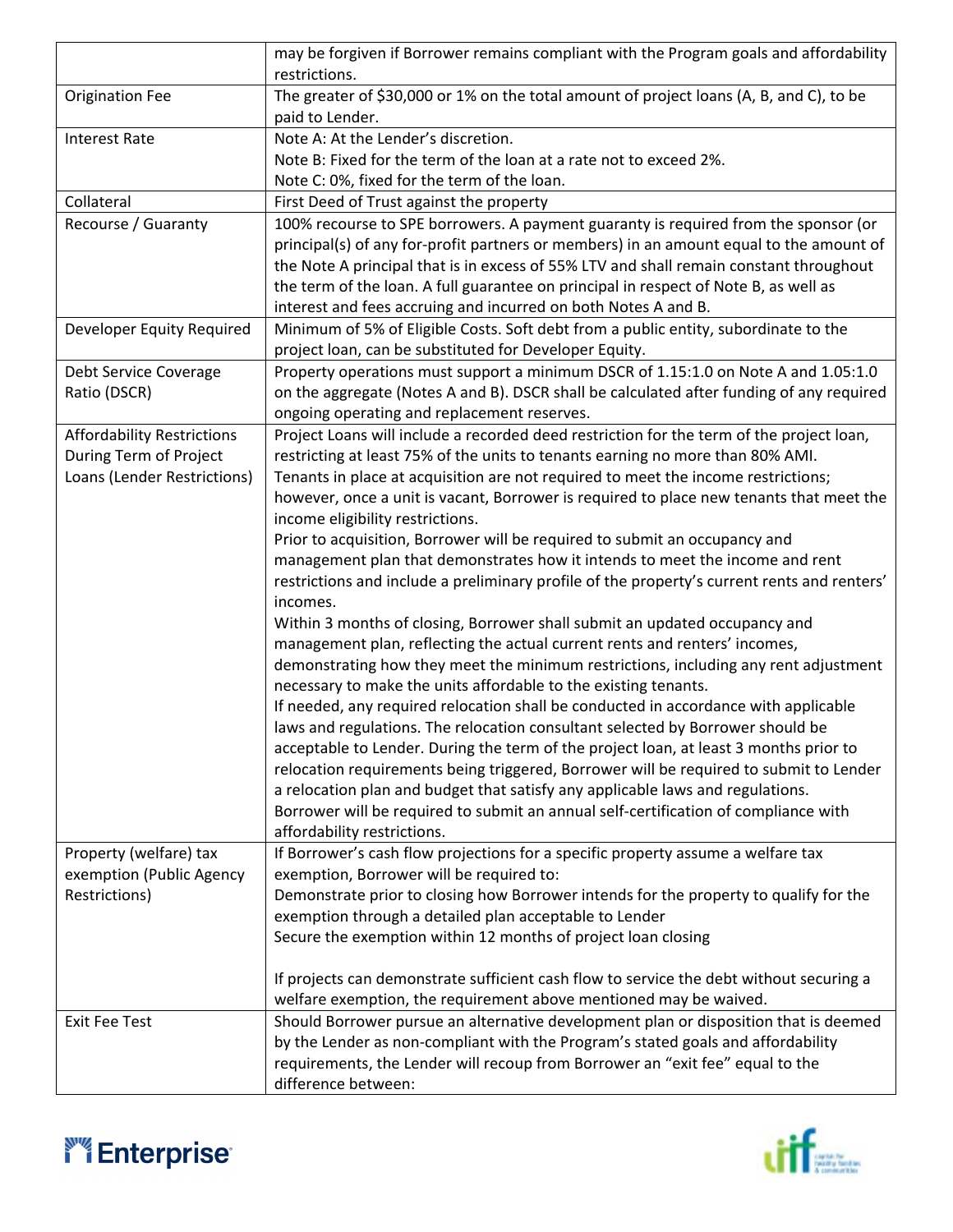| | |
|---|---|
| | may be forgiven if Borrower remains compliant with the Program goals and affordability restrictions. |
| Origination Fee | The greater of $30,000 or 1% on the total amount of project loans (A, B, and C), to be paid to Lender. |
| Interest Rate | Note A: At the Lender's discretion.<br>Note B: Fixed for the term of the loan at a rate not to exceed 2%.<br>Note C: 0%, fixed for the term of the loan. |
| Collateral | First Deed of Trust against the property |
| Recourse / Guaranty | 100% recourse to SPE borrowers. A payment guaranty is required from the sponsor (or principal(s) of any for-profit partners or members) in an amount equal to the amount of the Note A principal that is in excess of 55% LTV and shall remain constant throughout the term of the loan. A full guarantee on principal in respect of Note B, as well as interest and fees accruing and incurred on both Notes A and B. |
| Developer Equity Required | Minimum of 5% of Eligible Costs. Soft debt from a public entity, subordinate to the project loan, can be substituted for Developer Equity. |
| Debt Service Coverage Ratio (DSCR) | Property operations must support a minimum DSCR of 1.15:1.0 on Note A and 1.05:1.0 on the aggregate (Notes A and B). DSCR shall be calculated after funding of any required ongoing operating and replacement reserves. |
| Affordability Restrictions During Term of Project Loans (Lender Restrictions) | Project Loans will include a recorded deed restriction for the term of the project loan, restricting at least 75% of the units to tenants earning no more than 80% AMI.<br>Tenants in place at acquisition are not required to meet the income restrictions; however, once a unit is vacant, Borrower is required to place new tenants that meet the income eligibility restrictions.<br>Prior to acquisition, Borrower will be required to submit an occupancy and management plan that demonstrates how it intends to meet the income and rent restrictions and include a preliminary profile of the property's current rents and renters' incomes.<br>Within 3 months of closing, Borrower shall submit an updated occupancy and management plan, reflecting the actual current rents and renters' incomes, demonstrating how they meet the minimum restrictions, including any rent adjustment necessary to make the units affordable to the existing tenants.<br>If needed, any required relocation shall be conducted in accordance with applicable laws and regulations. The relocation consultant selected by Borrower should be acceptable to Lender. During the term of the project loan, at least 3 months prior to relocation requirements being triggered, Borrower will be required to submit to Lender a relocation plan and budget that satisfy any applicable laws and regulations.<br>Borrower will be required to submit an annual self-certification of compliance with affordability restrictions. |
| Property (welfare) tax exemption (Public Agency Restrictions) | If Borrower's cash flow projections for a specific property assume a welfare tax exemption, Borrower will be required to:<br>Demonstrate prior to closing how Borrower intends for the property to qualify for the exemption through a detailed plan acceptable to Lender<br>Secure the exemption within 12 months of project loan closing<br><br>If projects can demonstrate sufficient cash flow to service the debt without securing a welfare exemption, the requirement above mentioned may be waived. |
| Exit Fee Test | Should Borrower pursue an alternative development plan or disposition that is deemed by the Lender as non-compliant with the Program's stated goals and affordability requirements, the Lender will recoup from Borrower an "exit fee" equal to the difference between: |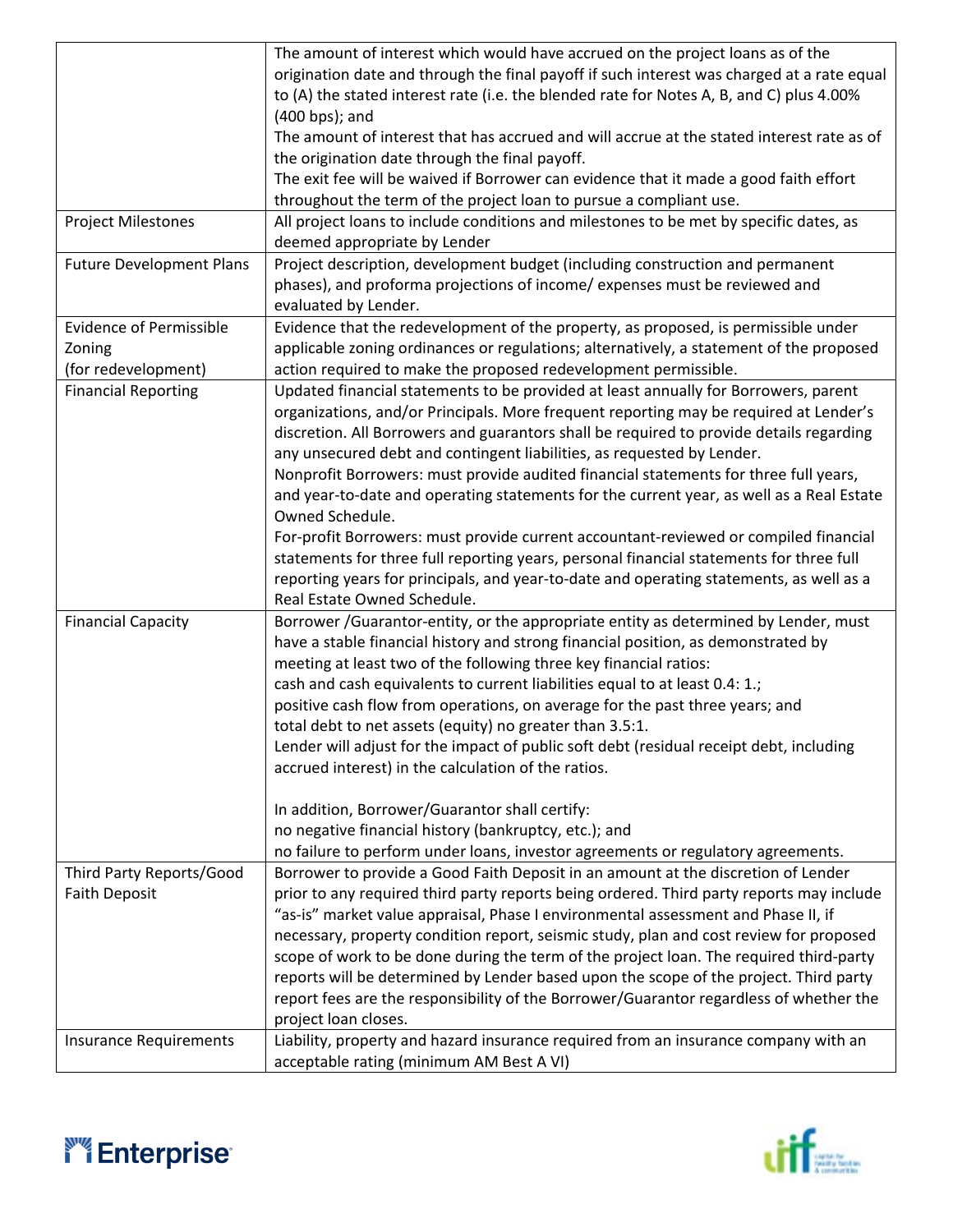| | |
|---|---|
| | The amount of interest which would have accrued on the project loans as of the origination date and through the final payoff if such interest was charged at a rate equal to (A) the stated interest rate (i.e. the blended rate for Notes A, B, and C) plus 4.00% (400 bps); and<br>The amount of interest that has accrued and will accrue at the stated interest rate as of the origination date through the final payoff.<br>The exit fee will be waived if Borrower can evidence that it made a good faith effort throughout the term of the project loan to pursue a compliant use. |
| Project Milestones | All project loans to include conditions and milestones to be met by specific dates, as deemed appropriate by Lender |
| Future Development Plans | Project description, development budget (including construction and permanent phases), and proforma projections of income/ expenses must be reviewed and evaluated by Lender. |
| Evidence of Permissible Zoning (for redevelopment) | Evidence that the redevelopment of the property, as proposed, is permissible under applicable zoning ordinances or regulations; alternatively, a statement of the proposed action required to make the proposed redevelopment permissible. |
| Financial Reporting | Updated financial statements to be provided at least annually for Borrowers, parent organizations, and/or Principals. More frequent reporting may be required at Lender's discretion. All Borrowers and guarantors shall be required to provide details regarding any unsecured debt and contingent liabilities, as requested by Lender.<br>Nonprofit Borrowers: must provide audited financial statements for three full years, and year-to-date and operating statements for the current year, as well as a Real Estate Owned Schedule.<br>For-profit Borrowers: must provide current accountant-reviewed or compiled financial statements for three full reporting years, personal financial statements for three full reporting years for principals, and year-to-date and operating statements, as well as a Real Estate Owned Schedule. |
| Financial Capacity | Borrower /Guarantor-entity, or the appropriate entity as determined by Lender, must have a stable financial history and strong financial position, as demonstrated by meeting at least two of the following three key financial ratios:<br>cash and cash equivalents to current liabilities equal to at least 0.4: 1.;<br>positive cash flow from operations, on average for the past three years; and<br>total debt to net assets (equity) no greater than 3.5:1.<br>Lender will adjust for the impact of public soft debt (residual receipt debt, including accrued interest) in the calculation of the ratios.<br><br>In addition, Borrower/Guarantor shall certify:<br>no negative financial history (bankruptcy, etc.); and<br>no failure to perform under loans, investor agreements or regulatory agreements. |
| Third Party Reports/Good Faith Deposit | Borrower to provide a Good Faith Deposit in an amount at the discretion of Lender prior to any required third party reports being ordered. Third party reports may include "as-is" market value appraisal, Phase I environmental assessment and Phase II, if necessary, property condition report, seismic study, plan and cost review for proposed scope of work to be done during the term of the project loan. The required third-party reports will be determined by Lender based upon the scope of the project. Third party report fees are the responsibility of the Borrower/Guarantor regardless of whether the project loan closes. |
| Insurance Requirements | Liability, property and hazard insurance required from an insurance company with an acceptable rating (minimum AM Best A VI) |